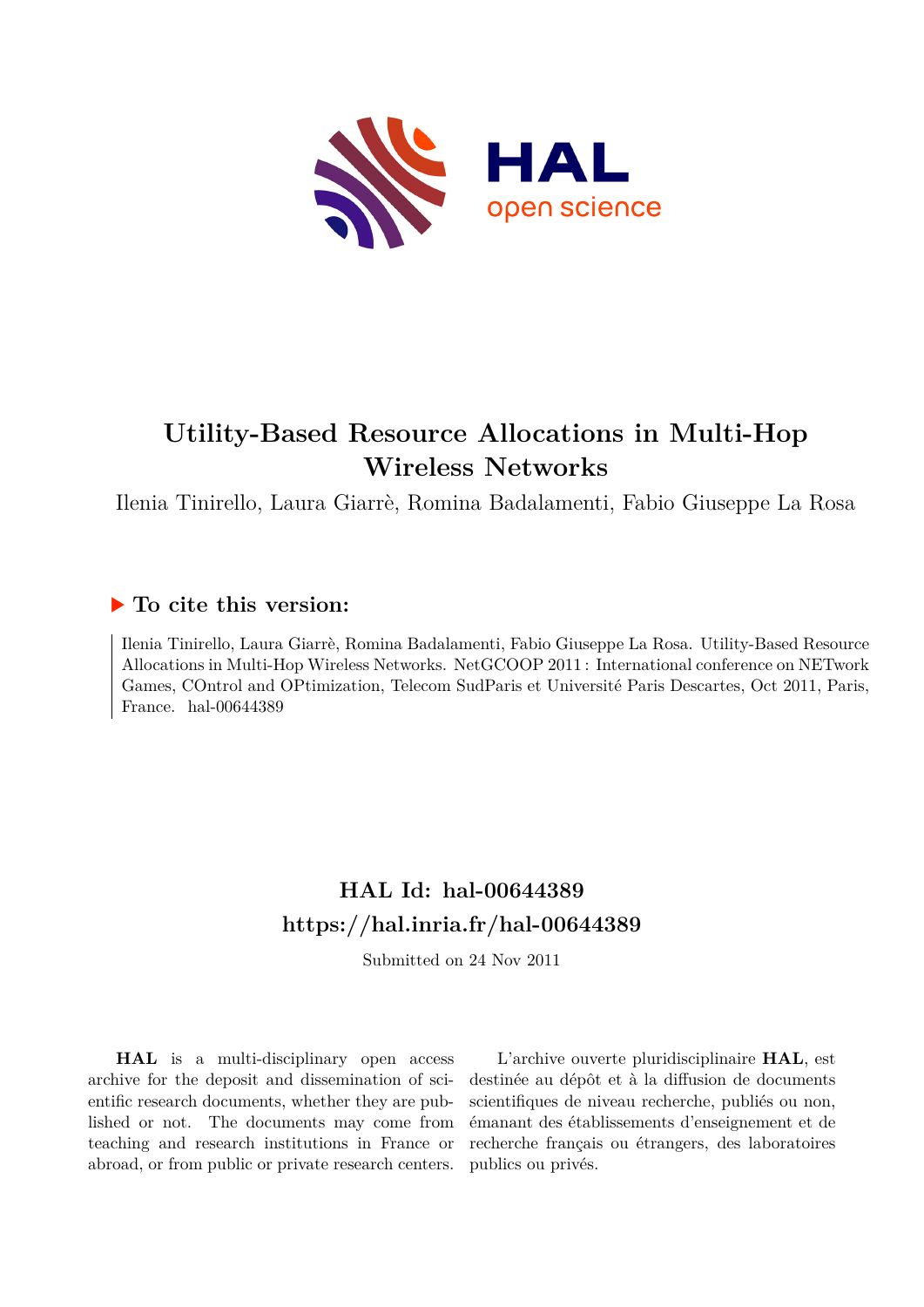# Utility-Based Resource Allocations in Multi-Hop Wireless Networks

Ilenia Tinirello, Laura Giarrè, Romina Badalamenti, Fabio Giuseppe La Rosa

## ▶ To cite this version:

Ilenia Tinirello, Laura Giarrè, Romina Badalamenti, Fabio Giuseppe La Rosa. Utility-Based Resource Allocations in Multi-Hop Wireless Networks. NetGCOOP 2011 : International conference on NETwork Games, COntrol and OPtimization, Telecom SudParis et Université Paris Descartes, Oct 2011, Paris, France. hal-00644389

## HAL Id: hal-00644389
## https://hal.inria.fr/hal-00644389

Submitted on 24 Nov 2011

**HAL** is a multi-disciplinary open access archive for the deposit and dissemination of scientific research documents, whether they are published or not. The documents may come from teaching and research institutions in France or abroad, or from public or private research centers.

L'archive ouverte pluridisciplinaire **HAL**, est destinée au dépôt et à la diffusion de documents scientifiques de niveau recherche, publiés ou non, émanant des établissements d'enseignement et de recherche français ou étrangers, des laboratoires publics ou privés.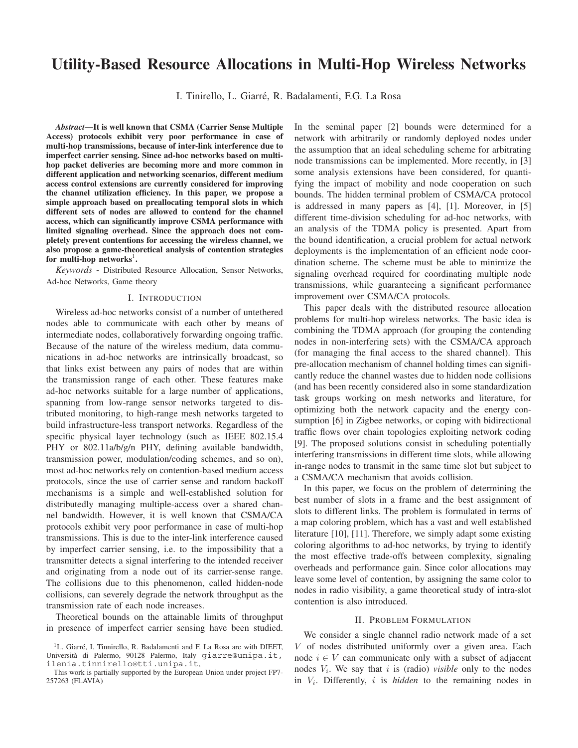# Utility-Based Resource Allocations in Multi-Hop Wireless Networks

I. Tinirello, L. Giarré, R. Badalamenti, F.G. La Rosa

***Abstract*—It is well known that CSMA (Carrier Sense Multiple Access) protocols exhibit very poor performance in case of multi-hop transmissions, because of inter-link interference due to imperfect carrier sensing. Since ad-hoc networks based on multi-hop packet deliveries are becoming more and more common in different application and networking scenarios, different medium access control extensions are currently considered for improving the channel utilization efficiency. In this paper, we propose a simple approach based on preallocating temporal slots in which different sets of nodes are allowed to contend for the channel access, which can significantly improve CSMA performance with limited signaling overhead. Since the approach does not completely prevent contentions for accessing the wireless channel, we also propose a game-theoretical analysis of contention strategies for multi-hop networks[1].**

*Keywords* - Distributed Resource Allocation, Sensor Networks, Ad-hoc Networks, Game theory

## I. Introduction

Wireless ad-hoc networks consist of a number of untethered nodes able to communicate with each other by means of intermediate nodes, collaboratively forwarding ongoing traffic. Because of the nature of the wireless medium, data communications in ad-hoc networks are intrinsically broadcast, so that links exist between any pairs of nodes that are within the transmission range of each other. These features make ad-hoc networks suitable for a large number of applications, spanning from low-range sensor networks targeted to distributed monitoring, to high-range mesh networks targeted to build infrastructure-less transport networks. Regardless of the specific physical layer technology (such as IEEE 802.15.4 PHY or 802.11a/b/g/n PHY, defining available bandwidth, transmission power, modulation/coding schemes, and so on), most ad-hoc networks rely on contention-based medium access protocols, since the use of carrier sense and random backoff mechanisms is a simple and well-established solution for distributedly managing multiple-access over a shared channel bandwidth. However, it is well known that CSMA/CA protocols exhibit very poor performance in case of multi-hop transmissions. This is due to the inter-link interference caused by imperfect carrier sensing, i.e. to the impossibility that a transmitter detects a signal interfering to the intended receiver and originating from a node out of its carrier-sense range. The collisions due to this phenomenon, called hidden-node collisions, can severely degrade the network throughput as the transmission rate of each node increases.

Theoretical bounds on the attainable limits of throughput in presence of imperfect carrier sensing have been studied. In the seminal paper [2] bounds were determined for a network with arbitrarily or randomly deployed nodes under the assumption that an ideal scheduling scheme for arbitrating node transmissions can be implemented. More recently, in [3] some analysis extensions have been considered, for quantifying the impact of mobility and node cooperation on such bounds. The hidden terminal problem of CSMA/CA protocol is addressed in many papers as [4], [1]. Moreover, in [5] different time-division scheduling for ad-hoc networks, with an analysis of the TDMA policy is presented. Apart from the bound identification, a crucial problem for actual network deployments is the implementation of an efficient node coordination scheme. The scheme must be able to minimize the signaling overhead required for coordinating multiple node transmissions, while guaranteeing a significant performance improvement over CSMA/CA protocols.

This paper deals with the distributed resource allocation problems for multi-hop wireless networks. The basic idea is combining the TDMA approach (for grouping the contending nodes in non-interfering sets) with the CSMA/CA approach (for managing the final access to the shared channel). This pre-allocation mechanism of channel holding times can significantly reduce the channel wastes due to hidden node collisions (and has been recently considered also in some standardization task groups working on mesh networks and literature, for optimizing both the network capacity and the energy consumption [6] in Zigbee networks, or coping with bidirectional traffic flows over chain topologies exploiting network coding [9]. The proposed solutions consist in scheduling potentially interfering transmissions in different time slots, while allowing in-range nodes to transmit in the same time slot but subject to a CSMA/CA mechanism that avoids collision.

In this paper, we focus on the problem of determining the best number of slots in a frame and the best assignment of slots to different links. The problem is formulated in terms of a map coloring problem, which has a vast and well established literature [10], [11]. Therefore, we simply adapt some existing coloring algorithms to ad-hoc networks, by trying to identify the most effective trade-offs between complexity, signaling overheads and performance gain. Since color allocations may leave some level of contention, by assigning the same color to nodes in radio visibility, a game theoretical study of intra-slot contention is also introduced.

## II. Problem Formulation

We consider a single channel radio network made of a set $V$ of nodes distributed uniformly over a given area. Each node $i \in V$ can communicate only with a subset of adjacent nodes $V_i$. We say that $i$ is (radio) *visible* only to the nodes in $V_i$. Differently, $i$ is *hidden* to the remaining nodes in

[1]L. Giarré, I. Tinnirello, R. Badalamenti and F. La Rosa are with DIEET, Università di Palermo, 90128 Palermo, Italy giarre@unipa.it, ilenia.tinnirello@tti.unipa.it,

This work is partially supported by the European Union under project FP7-257263 (FLAVIA)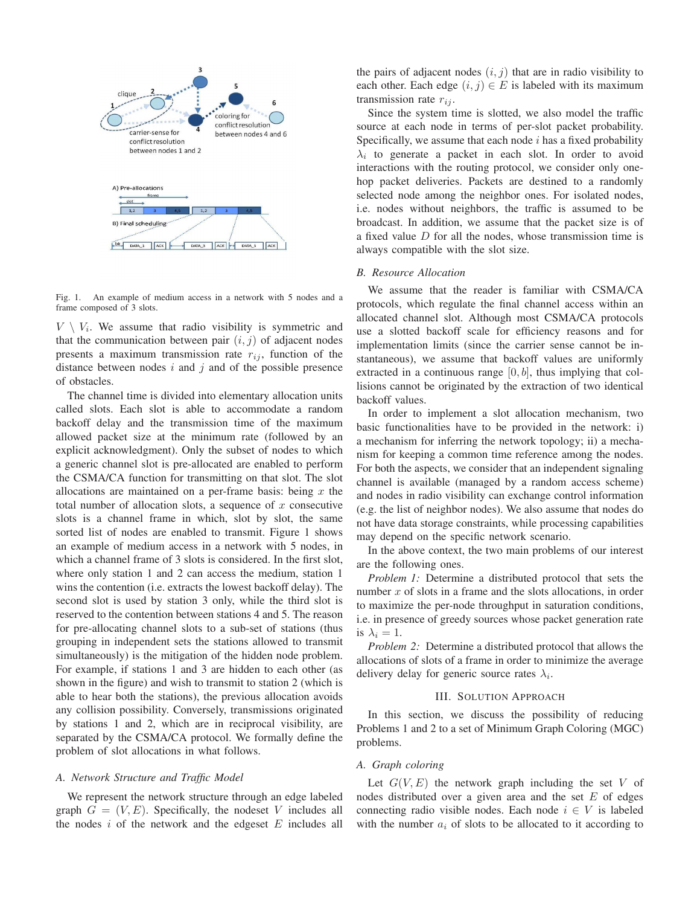Fig. 1. An example of medium access in a network with 5 nodes and a frame composed of 3 slots.

$V \setminus V_i$. We assume that radio visibility is symmetric and that the communication between pair $(i, j)$ of adjacent nodes presents a maximum transmission rate $r_{ij}$, function of the distance between nodes $i$ and $j$ and of the possible presence of obstacles.

The channel time is divided into elementary allocation units called slots. Each slot is able to accommodate a random backoff delay and the transmission time of the maximum allowed packet size at the minimum rate (followed by an explicit acknowledgment). Only the subset of nodes to which a generic channel slot is pre-allocated are enabled to perform the CSMA/CA function for transmitting on that slot. The slot allocations are maintained on a per-frame basis: being $x$ the total number of allocation slots, a sequence of $x$ consecutive slots is a channel frame in which, slot by slot, the same sorted list of nodes are enabled to transmit. Figure 1 shows an example of medium access in a network with 5 nodes, in which a channel frame of 3 slots is considered. In the first slot, where only station 1 and 2 can access the medium, station 1 wins the contention (i.e. extracts the lowest backoff delay). The second slot is used by station 3 only, while the third slot is reserved to the contention between stations 4 and 5. The reason for pre-allocating channel slots to a sub-set of stations (thus grouping in independent sets the stations allowed to transmit simultaneously) is the mitigation of the hidden node problem. For example, if stations 1 and 3 are hidden to each other (as shown in the figure) and wish to transmit to station 2 (which is able to hear both the stations), the previous allocation avoids any collision possibility. Conversely, transmissions originated by stations 1 and 2, which are in reciprocal visibility, are separated by the CSMA/CA protocol. We formally define the problem of slot allocations in what follows.

### A. Network Structure and Traffic Model

We represent the network structure through an edge labeled graph $G = (V, E)$. Specifically, the nodeset $V$ includes all the nodes $i$ of the network and the edgeset $E$ includes all the pairs of adjacent nodes $(i, j)$ that are in radio visibility to each other. Each edge $(i, j) \in E$ is labeled with its maximum transmission rate $r_{ij}$.

Since the system time is slotted, we also model the traffic source at each node in terms of per-slot packet probability. Specifically, we assume that each node $i$ has a fixed probability $\lambda_i$ to generate a packet in each slot. In order to avoid interactions with the routing protocol, we consider only one-hop packet deliveries. Packets are destined to a randomly selected node among the neighbor ones. For isolated nodes, i.e. nodes without neighbors, the traffic is assumed to be broadcast. In addition, we assume that the packet size is of a fixed value $D$ for all the nodes, whose transmission time is always compatible with the slot size.

### B. Resource Allocation

We assume that the reader is familiar with CSMA/CA protocols, which regulate the final channel access within an allocated channel slot. Although most CSMA/CA protocols use a slotted backoff scale for efficiency reasons and for implementation limits (since the carrier sense cannot be instantaneous), we assume that backoff values are uniformly extracted in a continuous range $[0, b]$, thus implying that collisions cannot be originated by the extraction of two identical backoff values.

In order to implement a slot allocation mechanism, two basic functionalities have to be provided in the network: i) a mechanism for inferring the network topology; ii) a mechanism for keeping a common time reference among the nodes. For both the aspects, we consider that an independent signaling channel is available (managed by a random access scheme) and nodes in radio visibility can exchange control information (e.g. the list of neighbor nodes). We also assume that nodes do not have data storage constraints, while processing capabilities may depend on the specific network scenario.

In the above context, the two main problems of our interest are the following ones.

*Problem 1:* Determine a distributed protocol that sets the number $x$ of slots in a frame and the slots allocations, in order to maximize the per-node throughput in saturation conditions, i.e. in presence of greedy sources whose packet generation rate is $\lambda_i = 1$.

*Problem 2:* Determine a distributed protocol that allows the allocations of slots of a frame in order to minimize the average delivery delay for generic source rates $\lambda_i$.

## III. Solution Approach

In this section, we discuss the possibility of reducing Problems 1 and 2 to a set of Minimum Graph Coloring (MGC) problems.

### A. Graph coloring

Let $G(V, E)$ the network graph including the set $V$ of nodes distributed over a given area and the set $E$ of edges connecting radio visible nodes. Each node $i \in V$ is labeled with the number $a_i$ of slots to be allocated to it according to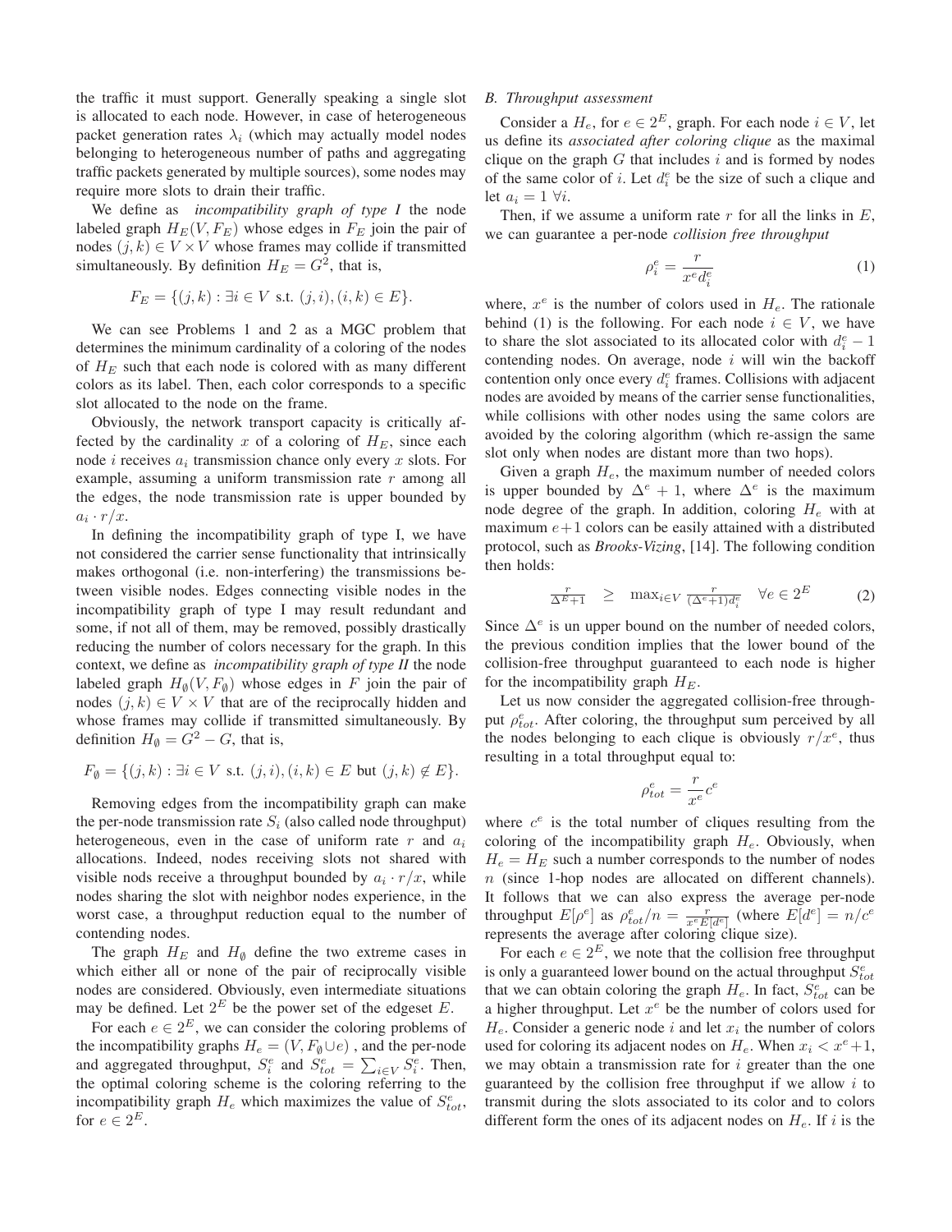the traffic it must support. Generally speaking a single slot is allocated to each node. However, in case of heterogeneous packet generation rates $\lambda_i$ (which may actually model nodes belonging to heterogeneous number of paths and aggregating traffic packets generated by multiple sources), some nodes may require more slots to drain their traffic.

We define as *incompatibility graph of type I* the node labeled graph $H_E(V, F_E)$ whose edges in $F_E$ join the pair of nodes $(j,k) \in V \times V$ whose frames may collide if transmitted simultaneously. By definition $H_E = G^2$, that is,

$$F_E = \{(j,k) : \exists i \in V \text{ s.t. } (j,i),(i,k) \in E\}.$$

We can see Problems 1 and 2 as a MGC problem that determines the minimum cardinality of a coloring of the nodes of $H_E$ such that each node is colored with as many different colors as its label. Then, each color corresponds to a specific slot allocated to the node on the frame.

Obviously, the network transport capacity is critically affected by the cardinality $x$ of a coloring of $H_E$, since each node $i$ receives $a_i$ transmission chance only every $x$ slots. For example, assuming a uniform transmission rate $r$ among all the edges, the node transmission rate is upper bounded by $a_i \cdot r/x$.

In defining the incompatibility graph of type I, we have not considered the carrier sense functionality that intrinsically makes orthogonal (i.e. non-interfering) the transmissions between visible nodes. Edges connecting visible nodes in the incompatibility graph of type I may result redundant and some, if not all of them, may be removed, possibly drastically reducing the number of colors necessary for the graph. In this context, we define as *incompatibility graph of type II* the node labeled graph $H_\emptyset(V, F_\emptyset)$ whose edges in $F$ join the pair of nodes $(j,k) \in V \times V$ that are of the reciprocally hidden and whose frames may collide if transmitted simultaneously. By definition $H_\emptyset = G^2 - G$, that is,

$$F_\emptyset = \{(j,k) : \exists i \in V \text{ s.t. } (j,i),(i,k) \in E \text{ but } (j,k) \notin E\}.$$

Removing edges from the incompatibility graph can make the per-node transmission rate $S_i$ (also called node throughput) heterogeneous, even in the case of uniform rate $r$ and $a_i$ allocations. Indeed, nodes receiving slots not shared with visible nods receive a throughput bounded by $a_i \cdot r/x$, while nodes sharing the slot with neighbor nodes experience, in the worst case, a throughput reduction equal to the number of contending nodes.

The graph $H_E$ and $H_\emptyset$ define the two extreme cases in which either all or none of the pair of reciprocally visible nodes are considered. Obviously, even intermediate situations may be defined. Let $2^E$ be the power set of the edgeset $E$.

For each $e \in 2^E$, we can consider the coloring problems of the incompatibility graphs $H_e = (V, F_\emptyset \cup e)$ , and the per-node and aggregated throughput, $S_i^e$ and $S_{tot}^e = \sum_{i \in V} S_i^e$. Then, the optimal coloring scheme is the coloring referring to the incompatibility graph $H_e$ which maximizes the value of $S_{tot}^e$, for $e \in 2^E$.

### B. Throughput assessment

Consider a $H_e$, for $e \in 2^E$, graph. For each node $i \in V$, let us define its *associated after coloring clique* as the maximal clique on the graph $G$ that includes $i$ and is formed by nodes of the same color of $i$. Let $d_i^e$ be the size of such a clique and let $a_i = 1 \; \forall i$.

Then, if we assume a uniform rate $r$ for all the links in $E$, we can guarantee a per-node *collision free throughput*

$$\rho_i^e = \frac{r}{x^e d_i^e} \tag{1}$$

where, $x^e$ is the number of colors used in $H_e$. The rationale behind (1) is the following. For each node $i \in V$, we have to share the slot associated to its allocated color with $d_i^e - 1$ contending nodes. On average, node $i$ will win the backoff contention only once every $d_i^e$ frames. Collisions with adjacent nodes are avoided by means of the carrier sense functionalities, while collisions with other nodes using the same colors are avoided by the coloring algorithm (which re-assign the same slot only when nodes are distant more than two hops).

Given a graph $H_e$, the maximum number of needed colors is upper bounded by $\Delta^e + 1$, where $\Delta^e$ is the maximum node degree of the graph. In addition, coloring $H_e$ with at maximum $e+1$ colors can be easily attained with a distributed protocol, such as *Brooks-Vizing*, [14]. The following condition then holds:

$$\frac{r}{\Delta^E + 1} \quad \geq \quad \max_{i \in V} \frac{r}{(\Delta^e + 1) d_i^e} \quad \forall e \in 2^E \tag{2}$$

Since $\Delta^e$ is un upper bound on the number of needed colors, the previous condition implies that the lower bound of the collision-free throughput guaranteed to each node is higher for the incompatibility graph $H_E$.

Let us now consider the aggregated collision-free throughput $\rho_{tot}^e$. After coloring, the throughput sum perceived by all the nodes belonging to each clique is obviously $r/x^e$, thus resulting in a total throughput equal to:

$$\rho_{tot}^e = \frac{r}{x^e} c^e$$

where $c^e$ is the total number of cliques resulting from the coloring of the incompatibility graph $H_e$. Obviously, when $H_e = H_E$ such a number corresponds to the number of nodes $n$ (since 1-hop nodes are allocated on different channels). It follows that we can also express the average per-node throughput $E[\rho^e]$ as $\rho_{tot}^e / n = \frac{r}{x^e E[d^e]}$ (where $E[d^e] = n/c^e$ represents the average after coloring clique size).

For each $e \in 2^E$, we note that the collision free throughput is only a guaranteed lower bound on the actual throughput $S_{tot}^e$ that we can obtain coloring the graph $H_e$. In fact, $S_{tot}^e$ can be a higher throughput. Let $x^e$ be the number of colors used for $H_e$. Consider a generic node $i$ and let $x_i$ the number of colors used for coloring its adjacent nodes on $H_e$. When $x_i < x^e + 1$, we may obtain a transmission rate for $i$ greater than the one guaranteed by the collision free throughput if we allow $i$ to transmit during the slots associated to its color and to colors different form the ones of its adjacent nodes on $H_e$. If $i$ is the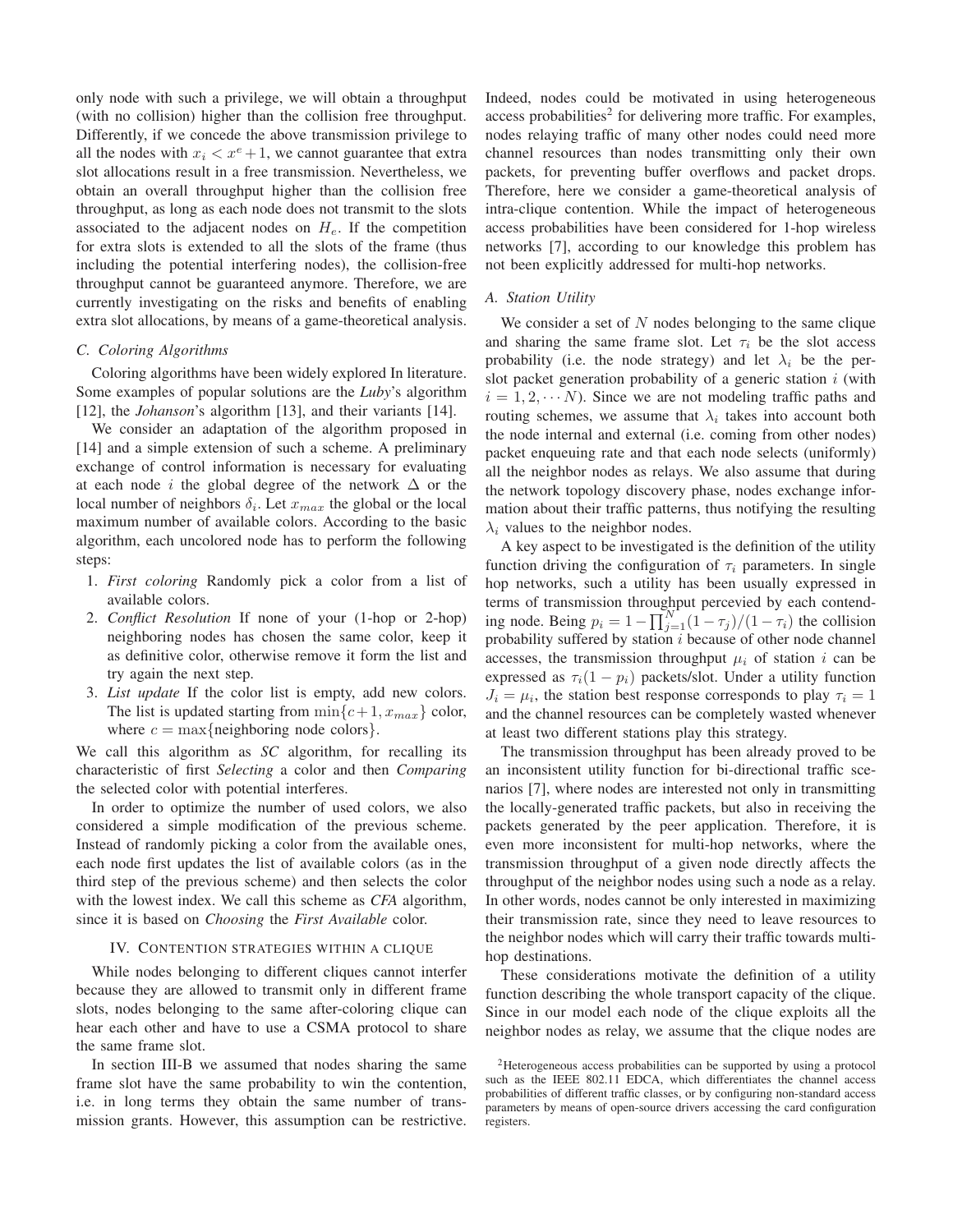only node with such a privilege, we will obtain a throughput (with no collision) higher than the collision free throughput. Differently, if we concede the above transmission privilege to all the nodes with $x_i < x^e + 1$, we cannot guarantee that extra slot allocations result in a free transmission. Nevertheless, we obtain an overall throughput higher than the collision free throughput, as long as each node does not transmit to the slots associated to the adjacent nodes on $H_e$. If the competition for extra slots is extended to all the slots of the frame (thus including the potential interfering nodes), the collision-free throughput cannot be guaranteed anymore. Therefore, we are currently investigating on the risks and benefits of enabling extra slot allocations, by means of a game-theoretical analysis.

### C. Coloring Algorithms

Coloring algorithms have been widely explored In literature. Some examples of popular solutions are the *Luby*'s algorithm [12], the *Johanson*'s algorithm [13], and their variants [14].

We consider an adaptation of the algorithm proposed in [14] and a simple extension of such a scheme. A preliminary exchange of control information is necessary for evaluating at each node $i$ the global degree of the network $\Delta$ or the local number of neighbors $\delta_i$. Let $x_{max}$ the global or the local maximum number of available colors. According to the basic algorithm, each uncolored node has to perform the following steps:

1. *First coloring* Randomly pick a color from a list of available colors.
2. *Conflict Resolution* If none of your (1-hop or 2-hop) neighboring nodes has chosen the same color, keep it as definitive color, otherwise remove it form the list and try again the next step.
3. *List update* If the color list is empty, add new colors. The list is updated starting from $\min\{c+1, x_{max}\}$ color, where $c = \max\{\text{neighboring node colors}\}$.

We call this algorithm as *SC* algorithm, for recalling its characteristic of first *Selecting* a color and then *Comparing* the selected color with potential interferes.

In order to optimize the number of used colors, we also considered a simple modification of the previous scheme. Instead of randomly picking a color from the available ones, each node first updates the list of available colors (as in the third step of the previous scheme) and then selects the color with the lowest index. We call this scheme as *CFA* algorithm, since it is based on *Choosing* the *First Available* color.

## IV. Contention strategies within a clique

While nodes belonging to different cliques cannot interfer because they are allowed to transmit only in different frame slots, nodes belonging to the same after-coloring clique can hear each other and have to use a CSMA protocol to share the same frame slot.

In section III-B we assumed that nodes sharing the same frame slot have the same probability to win the contention, i.e. in long terms they obtain the same number of transmission grants. However, this assumption can be restrictive. Indeed, nodes could be motivated in using heterogeneous access probabilities[2] for delivering more traffic. For examples, nodes relaying traffic of many other nodes could need more channel resources than nodes transmitting only their own packets, for preventing buffer overflows and packet drops. Therefore, here we consider a game-theoretical analysis of intra-clique contention. While the impact of heterogeneous access probabilities have been considered for 1-hop wireless networks [7], according to our knowledge this problem has not been explicitly addressed for multi-hop networks.

### A. Station Utility

We consider a set of $N$ nodes belonging to the same clique and sharing the same frame slot. Let $\tau_i$ be the slot access probability (i.e. the node strategy) and let $\lambda_i$ be the per-slot packet generation probability of a generic station $i$ (with $i = 1, 2, \cdots N$). Since we are not modeling traffic paths and routing schemes, we assume that $\lambda_i$ takes into account both the node internal and external (i.e. coming from other nodes) packet enqueuing rate and that each node selects (uniformly) all the neighbor nodes as relays. We also assume that during the network topology discovery phase, nodes exchange information about their traffic patterns, thus notifying the resulting $\lambda_i$ values to the neighbor nodes.

A key aspect to be investigated is the definition of the utility function driving the configuration of $\tau_i$ parameters. In single hop networks, such a utility has been usually expressed in terms of transmission throughput percevied by each contending node. Being $p_i = 1 - \prod_{j=1}^{N}(1-\tau_j)/(1-\tau_i)$ the collision probability suffered by station $i$ because of other node channel accesses, the transmission throughput $\mu_i$ of station $i$ can be expressed as $\tau_i(1-p_i)$ packets/slot. Under a utility function $J_i = \mu_i$, the station best response corresponds to play $\tau_i = 1$ and the channel resources can be completely wasted whenever at least two different stations play this strategy.

The transmission throughput has been already proved to be an inconsistent utility function for bi-directional traffic scenarios [7], where nodes are interested not only in transmitting the locally-generated traffic packets, but also in receiving the packets generated by the peer application. Therefore, it is even more inconsistent for multi-hop networks, where the transmission throughput of a given node directly affects the throughput of the neighbor nodes using such a node as a relay. In other words, nodes cannot be only interested in maximizing their transmission rate, since they need to leave resources to the neighbor nodes which will carry their traffic towards multi-hop destinations.

These considerations motivate the definition of a utility function describing the whole transport capacity of the clique. Since in our model each node of the clique exploits all the neighbor nodes as relay, we assume that the clique nodes are

[2] Heterogeneous access probabilities can be supported by using a protocol such as the IEEE 802.11 EDCA, which differentiates the channel access probabilities of different traffic classes, or by configuring non-standard access parameters by means of open-source drivers accessing the card configuration registers.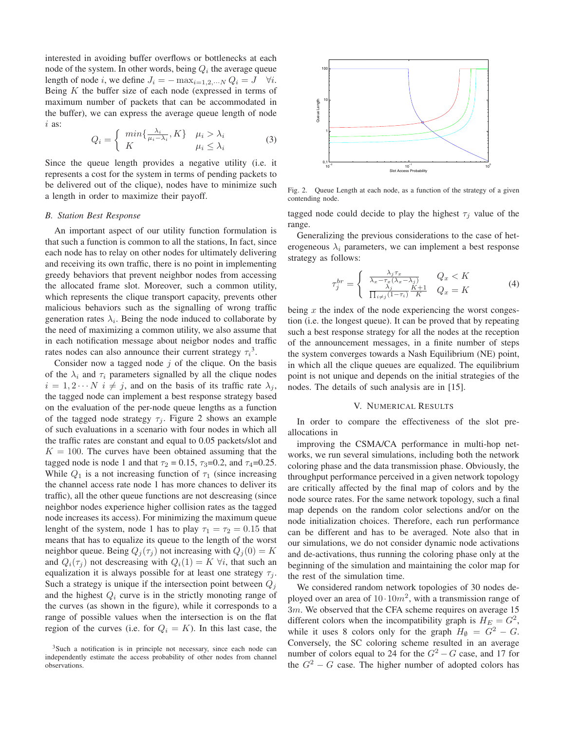interested in avoiding buffer overflows or bottlenecks at each node of the system. In other words, being $Q_i$ the average queue length of node $i$, we define $J_i = -\max_{i=1,2,\cdots N} Q_i = J \quad \forall i$. Being $K$ the buffer size of each node (expressed in terms of maximum number of packets that can be accommodated in the buffer), we can express the average queue length of node $i$ as:

$$Q_i = \begin{cases} min\{\frac{\lambda_i}{\mu_i - \lambda_i}, K\} & \mu_i > \lambda_i \\ K & \mu_i \leq \lambda_i \end{cases} \quad (3)$$

Since the queue length provides a negative utility (i.e. it represents a cost for the system in terms of pending packets to be delivered out of the clique), nodes have to minimize such a length in order to maximize their payoff.

### B. Station Best Response

An important aspect of our utility function formulation is that such a function is common to all the stations, In fact, since each node has to relay on other nodes for ultimately delivering and receiving its own traffic, there is no point in implementing greedy behaviors that prevent neighbor nodes from accessing the allocated frame slot. Moreover, such a common utility, which represents the clique transport capacity, prevents other malicious behaviors such as the signalling of wrong traffic generation rates $\lambda_i$. Being the node induced to collaborate by the need of maximizing a common utility, we also assume that in each notification message about neigbor nodes and traffic rates nodes can also announce their current strategy $\tau_i$[3].

Consider now a tagged node $j$ of the clique. On the basis of the $\lambda_i$ and $\tau_i$ parameters signalled by all the clique nodes $i = 1, 2 \cdots N \; i \neq j$, and on the basis of its traffic rate $\lambda_j$, the tagged node can implement a best response strategy based on the evaluation of the per-node queue lengths as a function of the tagged node strategy $\tau_j$. Figure 2 shows an example of such evaluations in a scenario with four nodes in which all the traffic rates are constant and equal to 0.05 packets/slot and $K = 100$. The curves have been obtained assuming that the tagged node is node 1 and that $\tau_2$ = 0.15, $\tau_3$=0.2, and $\tau_4$=0.25. While $Q_1$ is a not increasing function of $\tau_1$ (since increasing the channel access rate node 1 has more chances to deliver its traffic), all the other queue functions are not descreasing (since neighbor nodes experience higher collision rates as the tagged node increases its access). For minimizing the maximum queue lenght of the system, node 1 has to play $\tau_1 = \tau_2 = 0.15$ that means that has to equalize its queue to the length of the worst neighbor queue. Being $Q_j(\tau_j)$ not increasing with $Q_j(0) = K$ and $Q_i(\tau_j)$ not descreasing with $Q_i(1) = K \; \forall i$, that such an equalization it is always possible for at least one strategy $\tau_j$. Such a strategy is unique if the intersection point between $Q_j$ and the highest $Q_i$ curve is in the strictly monoting range of the curves (as shown in the figure), while it corresponds to a range of possible values when the intersection is on the flat region of the curves (i.e. for $Q_i = K$). In this last case, the tagged node could decide to play the highest $\tau_j$ value of the range.

[3] Such a notification is in principle not necessary, since each node can independently estimate the access probability of other nodes from channel observations.

Fig. 2. Queue Length at each node, as a function of the strategy of a given contending node.

Generalizing the previous considerations to the case of heterogeneous $\lambda_i$ parameters, we can implement a best response strategy as follows:

$$\tau_j^{br} = \begin{cases} \frac{\lambda_j \tau_x}{\lambda_x - \tau_x(\lambda_x - \lambda_j)} & Q_x < K \\ \frac{\lambda_j}{\prod_{i \neq j}(1-\tau_i)} \frac{K+1}{K} & Q_x = K \end{cases} \quad (4)$$

being $x$ the index of the node experiencing the worst congestion (i.e. the longest queue). It can be proved that by repeating such a best response strategy for all the nodes at the reception of the announcement messages, in a finite number of steps the system converges towards a Nash Equilibrium (NE) point, in which all the clique queues are equalized. The equilibrium point is not unique and depends on the initial strategies of the nodes. The details of such analysis are in [15].

## V. Numerical Results

In order to compare the effectiveness of the slot pre-allocations in

improving the CSMA/CA performance in multi-hop networks, we run several simulations, including both the network coloring phase and the data transmission phase. Obviously, the throughput performance perceived in a given network topology are critically affected by the final map of colors and by the node source rates. For the same network topology, such a final map depends on the random color selections and/or on the node initialization choices. Therefore, each run performance can be different and has to be averaged. Note also that in our simulations, we do not consider dynamic node activations and de-activations, thus running the coloring phase only at the beginning of the simulation and maintaining the color map for the rest of the simulation time.

We considered random network topologies of 30 nodes deployed over an area of $10 \cdot 10m^2$, with a transmission range of $3m$. We observed that the CFA scheme requires on average 15 different colors when the incompatibility graph is $H_E = G^2$, while it uses 8 colors only for the graph $H_\emptyset = G^2 - G$. Conversely, the SC coloring scheme resulted in an average number of colors equal to 24 for the $G^2 - G$ case, and 17 for the $G^2 - G$ case. The higher number of adopted colors has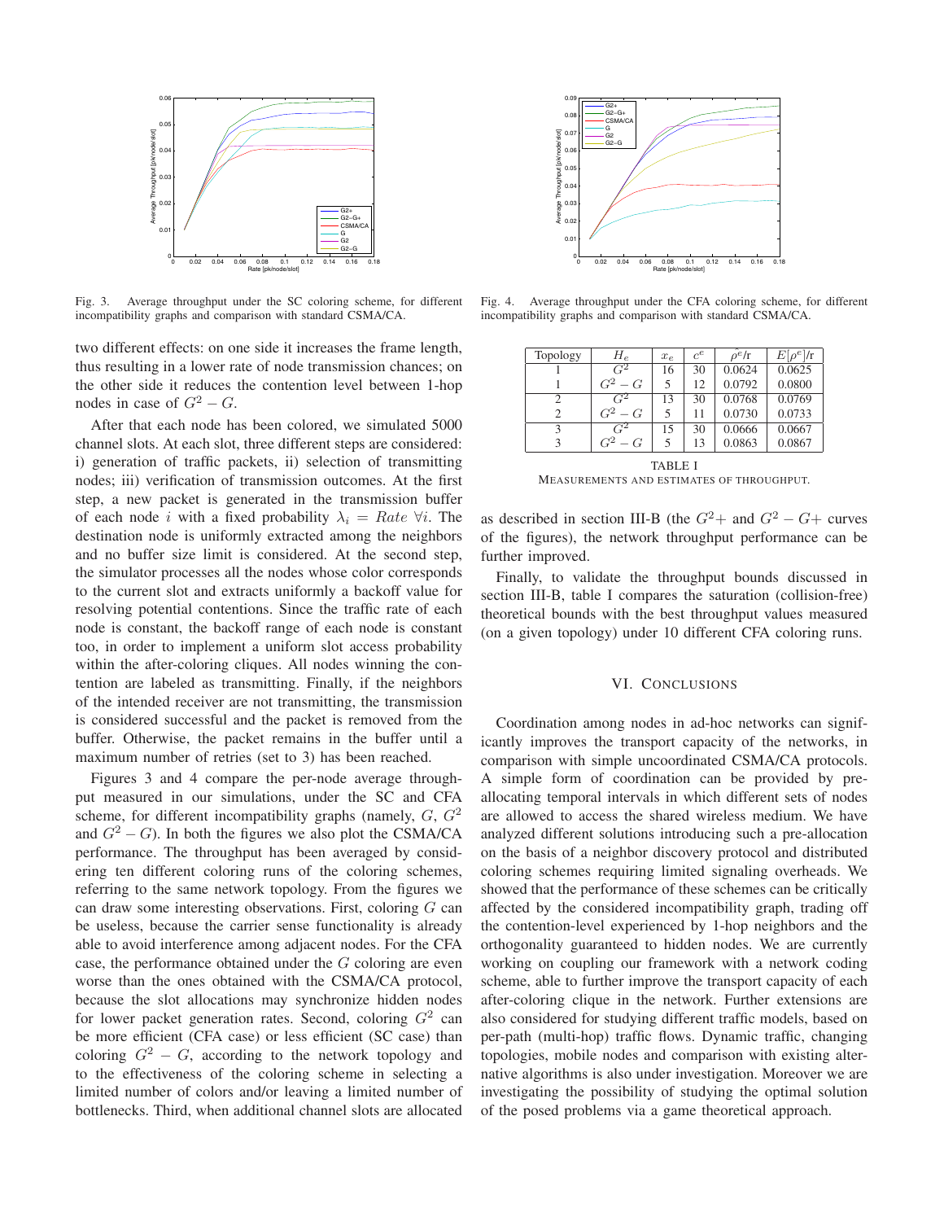Fig. 3. Average throughput under the SC coloring scheme, for different incompatibility graphs and comparison with standard CSMA/CA.

Fig. 4. Average throughput under the CFA coloring scheme, for different incompatibility graphs and comparison with standard CSMA/CA.

two different effects: on one side it increases the frame length, thus resulting in a lower rate of node transmission chances; on the other side it reduces the contention level between 1-hop nodes in case of $G^2 - G$.

After that each node has been colored, we simulated 5000 channel slots. At each slot, three different steps are considered: i) generation of traffic packets, ii) selection of transmitting nodes; iii) verification of transmission outcomes. At the first step, a new packet is generated in the transmission buffer of each node $i$ with a fixed probability $\lambda_i = Rate \ \forall i$. The destination node is uniformly extracted among the neighbors and no buffer size limit is considered. At the second step, the simulator processes all the nodes whose color corresponds to the current slot and extracts uniformly a backoff value for resolving potential contentions. Since the traffic rate of each node is constant, the backoff range of each node is constant too, in order to implement a uniform slot access probability within the after-coloring cliques. All nodes winning the contention are labeled as transmitting. Finally, if the neighbors of the intended receiver are not transmitting, the transmission is considered successful and the packet is removed from the buffer. Otherwise, the packet remains in the buffer until a maximum number of retries (set to 3) has been reached.

Figures 3 and 4 compare the per-node average throughput measured in our simulations, under the SC and CFA scheme, for different incompatibility graphs (namely, $G$, $G^2$ and $G^2 - G$). In both the figures we also plot the CSMA/CA performance. The throughput has been averaged by considering ten different coloring runs of the coloring schemes, referring to the same network topology. From the figures we can draw some interesting observations. First, coloring $G$ can be useless, because the carrier sense functionality is already able to avoid interference among adjacent nodes. For the CFA case, the performance obtained under the $G$ coloring are even worse than the ones obtained with the CSMA/CA protocol, because the slot allocations may synchronize hidden nodes for lower packet generation rates. Second, coloring $G^2$ can be more efficient (CFA case) or less efficient (SC case) than coloring $G^2 - G$, according to the network topology and to the effectiveness of the coloring scheme in selecting a limited number of colors and/or leaving a limited number of bottlenecks. Third, when additional channel slots are allocated as described in section III-B (the $G^2+$ and $G^2 - G+$ curves of the figures), the network throughput performance can be further improved.

| Topology | $H_e$ | $x_e$ | $c^e$ | $\tilde{\rho}^e$/r | $E[\rho^e]$/r |
|---|---|---|---|---|---|
| 1 | $G^2$ | 16 | 30 | 0.0624 | 0.0625 |
| 1 | $G^2 - G$ | 5 | 12 | 0.0792 | 0.0800 |
| 2 | $G^2$ | 13 | 30 | 0.0768 | 0.0769 |
| 2 | $G^2 - G$ | 5 | 11 | 0.0730 | 0.0733 |
| 3 | $G^2$ | 15 | 30 | 0.0666 | 0.0667 |
| 3 | $G^2 - G$ | 5 | 13 | 0.0863 | 0.0867 |

TABLE I
MEASUREMENTS AND ESTIMATES OF THROUGHPUT.

Finally, to validate the throughput bounds discussed in section III-B, table I compares the saturation (collision-free) theoretical bounds with the best throughput values measured (on a given topology) under 10 different CFA coloring runs.

## VI. CONCLUSIONS

Coordination among nodes in ad-hoc networks can significantly improves the transport capacity of the networks, in comparison with simple uncoordinated CSMA/CA protocols. A simple form of coordination can be provided by pre-allocating temporal intervals in which different sets of nodes are allowed to access the shared wireless medium. We have analyzed different solutions introducing such a pre-allocation on the basis of a neighbor discovery protocol and distributed coloring schemes requiring limited signaling overheads. We showed that the performance of these schemes can be critically affected by the considered incompatibility graph, trading off the contention-level experienced by 1-hop neighbors and the orthogonality guaranteed to hidden nodes. We are currently working on coupling our framework with a network coding scheme, able to further improve the transport capacity of each after-coloring clique in the network. Further extensions are also considered for studying different traffic models, based on per-path (multi-hop) traffic flows. Dynamic traffic, changing topologies, mobile nodes and comparison with existing alternative algorithms is also under investigation. Moreover we are investigating the possibility of studying the optimal solution of the posed problems via a game theoretical approach.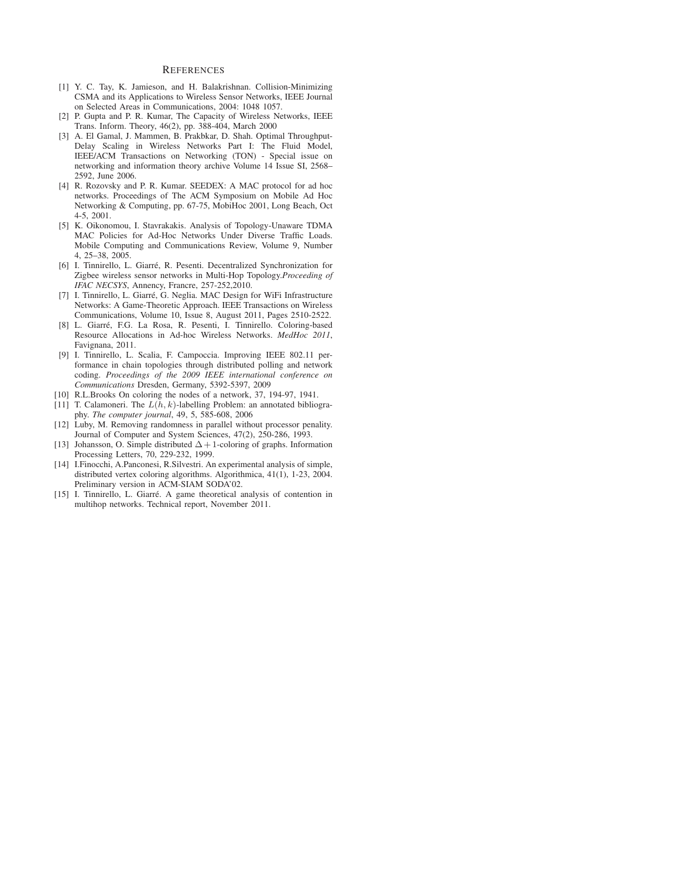# REFERENCES

[1] Y. C. Tay, K. Jamieson, and H. Balakrishnan. Collision-Minimizing CSMA and its Applications to Wireless Sensor Networks, IEEE Journal on Selected Areas in Communications, 2004: 1048 1057.

[2] P. Gupta and P. R. Kumar, The Capacity of Wireless Networks, IEEE Trans. Inform. Theory, 46(2), pp. 388-404, March 2000

[3] A. El Gamal, J. Mammen, B. Prakbkar, D. Shah. Optimal Throughput-Delay Scaling in Wireless Networks Part I: The Fluid Model, IEEE/ACM Transactions on Networking (TON) - Special issue on networking and information theory archive Volume 14 Issue SI, 2568–2592, June 2006.

[4] R. Rozovsky and P. R. Kumar. SEEDEX: A MAC protocol for ad hoc networks. Proceedings of The ACM Symposium on Mobile Ad Hoc Networking & Computing, pp. 67-75, MobiHoc 2001, Long Beach, Oct 4-5, 2001.

[5] K. Oikonomou, I. Stavrakakis. Analysis of Topology-Unaware TDMA MAC Policies for Ad-Hoc Networks Under Diverse Traffic Loads. Mobile Computing and Communications Review, Volume 9, Number 4, 25–38, 2005.

[6] I. Tinnirello, L. Giarré, R. Pesenti. Decentralized Synchronization for Zigbee wireless sensor networks in Multi-Hop Topology.*Proceeding of IFAC NECSYS*, Annency, Francre, 257-252,2010.

[7] I. Tinnirello, L. Giarré, G. Neglia. MAC Design for WiFi Infrastructure Networks: A Game-Theoretic Approach. IEEE Transactions on Wireless Communications, Volume 10, Issue 8, August 2011, Pages 2510-2522.

[8] L. Giarré, F.G. La Rosa, R. Pesenti, I. Tinnirello. Coloring-based Resource Allocations in Ad-hoc Wireless Networks. *MedHoc 2011*, Favignana, 2011.

[9] I. Tinnirello, L. Scalia, F. Campoccia. Improving IEEE 802.11 performance in chain topologies through distributed polling and network coding. *Proceedings of the 2009 IEEE international conference on Communications* Dresden, Germany, 5392-5397, 2009

[10] R.L.Brooks On coloring the nodes of a network, 37, 194-97, 1941.

[11] T. Calamoneri. The $L(h, k)$-labelling Problem: an annotated bibliography. *The computer journal*, 49, 5, 585-608, 2006

[12] Luby, M. Removing randomness in parallel without processor penality. Journal of Computer and System Sciences, 47(2), 250-286, 1993.

[13] Johansson, O. Simple distributed $\Delta + 1$-coloring of graphs. Information Processing Letters, 70, 229-232, 1999.

[14] I.Finocchi, A.Panconesi, R.Silvestri. An experimental analysis of simple, distributed vertex coloring algorithms. Algorithmica, 41(1), 1-23, 2004. Preliminary version in ACM-SIAM SODA'02.

[15] I. Tinnirello, L. Giarré. A game theoretical analysis of contention in multihop networks. Technical report, November 2011.